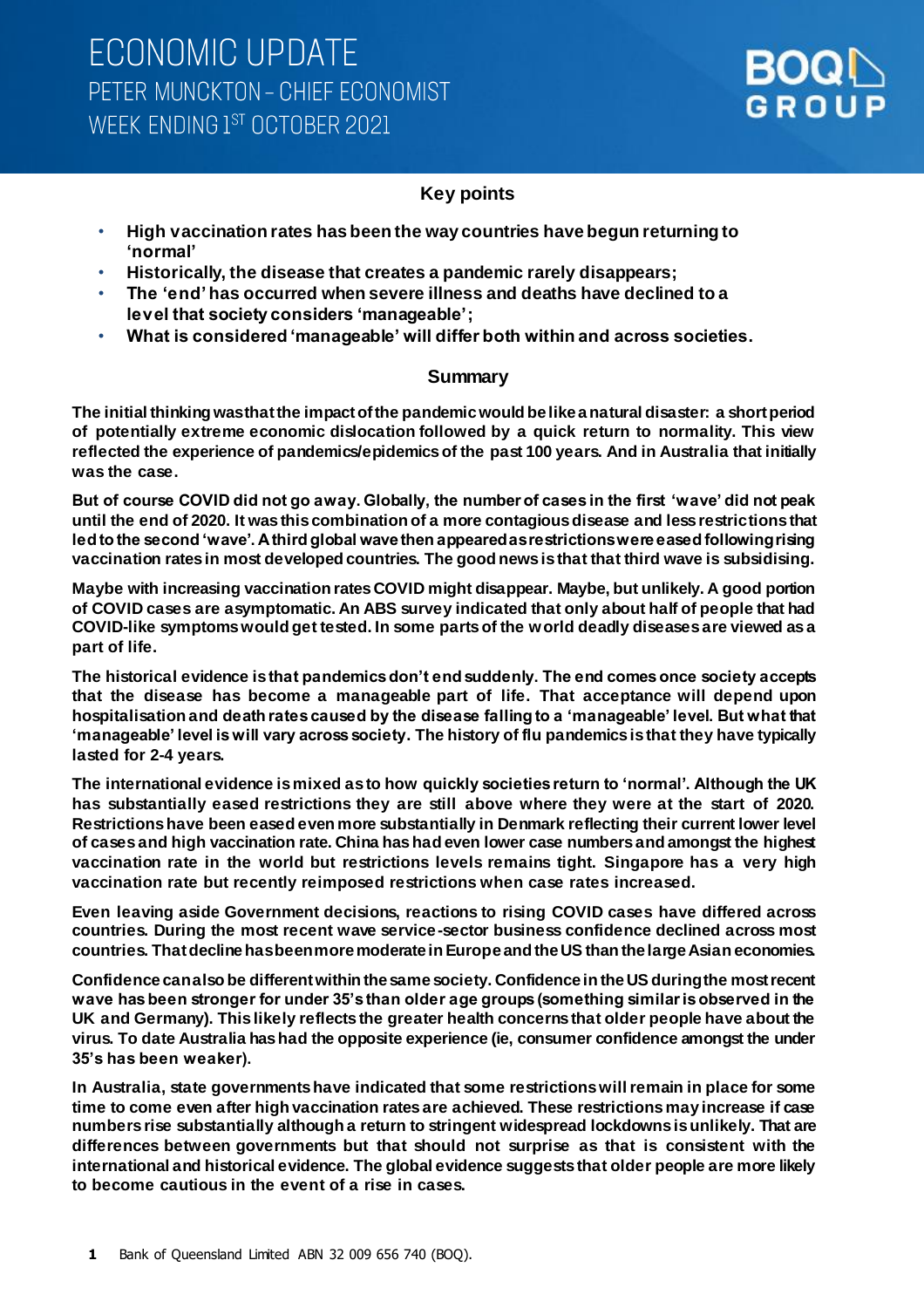# ECONOMIC UPDATE

## PETER MUNCKTON – CHIEF ECONOMIST

## WEEK ENDING 1ST OCTOBER 2021

BOQ GROUP

### Key points

- **High vaccination rates has been the way countries have begun returning to 'normal'**
- **Historically, the disease that creates a pandemic rarely disappears;**
- **The 'end' has occurred when severe illness and deaths have declined to a level that society considers 'manageable';**
- **What is considered 'manageable' will differ both within and across societies.**

### Summary

**The initial thinking was that the impact of the pandemic would be like a natural disaster: a short period of potentially extreme economic dislocation followed by a quick return to normality. This view reflected the experience of pandemics/epidemics of the past 100 years. And in Australia that initially was the case.**

**But of course COVID did not go away. Globally, the number of cases in the first 'wave' did not peak until the end of 2020. It was this combination of a more contagious disease and less restrictions that led to the second 'wave'. A third global wave then appeared as restrictions were eased following rising vaccination rates in most developed countries. The good news is that that third wave is subsidising.**

**Maybe with increasing vaccination rates COVID might disappear. Maybe, but unlikely. A good portion of COVID cases are asymptomatic. An ABS survey indicated that only about half of people that had COVID-like symptoms would get tested. In some parts of the world deadly diseases are viewed as a part of life.**

**The historical evidence is that pandemics don't end suddenly. The end comes once society accepts that the disease has become a manageable part of life. That acceptance will depend upon hospitalisation and death rates caused by the disease falling to a 'manageable' level. But what that 'manageable' level is will vary across society. The history of flu pandemics is that they have typically lasted for 2-4 years.**

**The international evidence is mixed as to how quickly societies return to 'normal'. Although the UK has substantially eased restrictions they are still above where they were at the start of 2020. Restrictions have been eased even more substantially in Denmark reflecting their current lower level of cases and high vaccination rate. China has had even lower case numbers and amongst the highest vaccination rate in the world but restrictions levels remains tight. Singapore has a very high vaccination rate but recently reimposed restrictions when case rates increased.**

**Even leaving aside Government decisions, reactions to rising COVID cases have differed across countries. During the most recent wave service-sector business confidence declined across most countries. That decline has been more moderate in Europe and the US than the large Asian economies.**

**Confidence can also be different within the same society. Confidence in the US during the most recent wave has been stronger for under 35's than older age groups (something similar is observed in the UK and Germany). This likely reflects the greater health concerns that older people have about the virus. To date Australia has had the opposite experience (ie, consumer confidence amongst the under 35's has been weaker).**

**In Australia, state governments have indicated that some restrictions will remain in place for some time to come even after high vaccination rates are achieved. These restrictions may increase if case numbers rise substantially although a return to stringent widespread lockdowns is unlikely. That are differences between governments but that should not surprise as that is consistent with the international and historical evidence. The global evidence suggests that older people are more likely to become cautious in the event of a rise in cases.**

Bank of Queensland Limited ABN 32 009 656 740 (BOQ).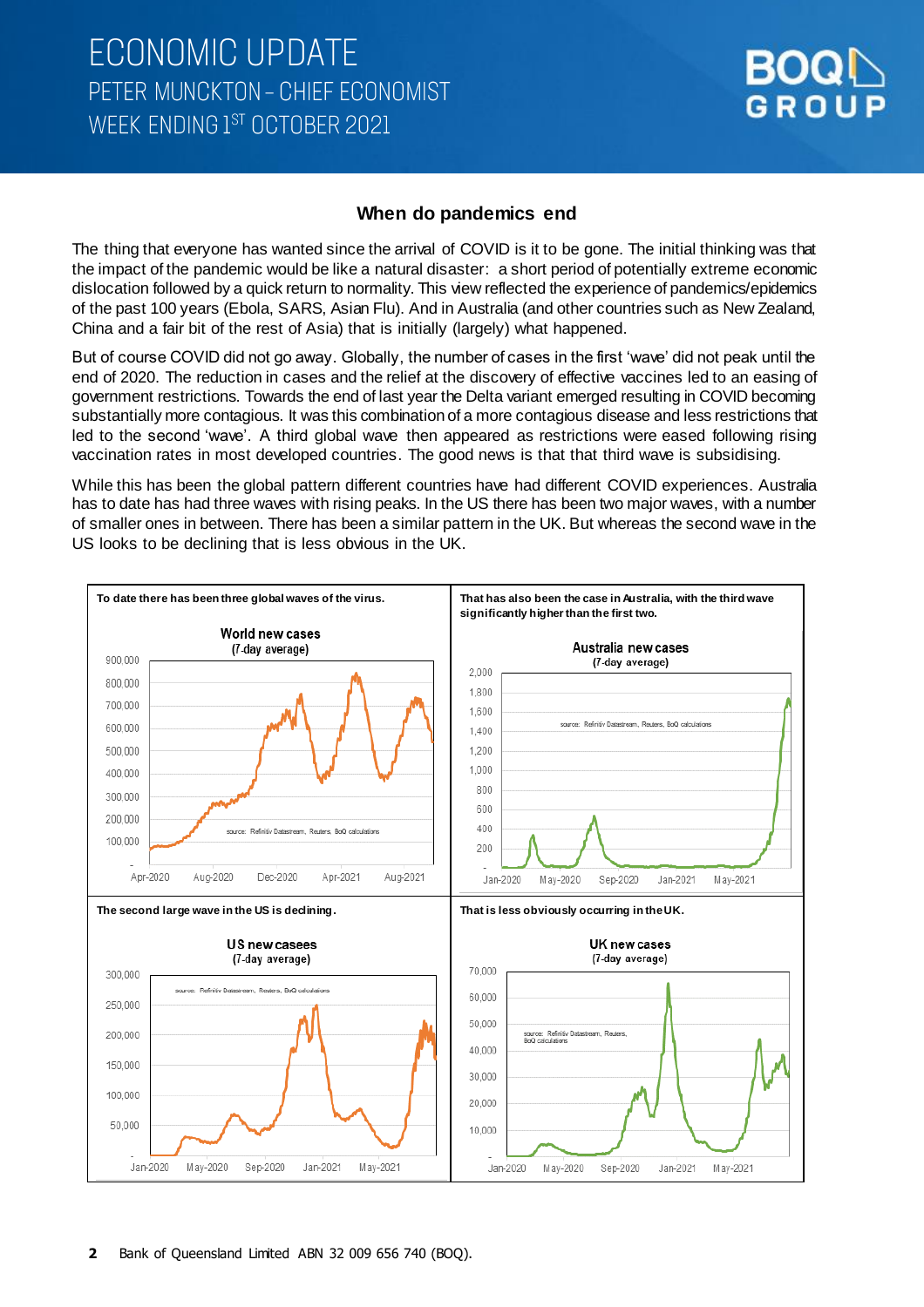## When do pandemics end

The thing that everyone has wanted since the arrival of COVID is it to be gone. The initial thinking was that the impact of the pandemic would be like a natural disaster: a short period of potentially extreme economic dislocation followed by a quick return to normality. This view reflected the experience of pandemics/epidemics of the past 100 years (Ebola, SARS, Asian Flu). And in Australia (and other countries such as New Zealand, China and a fair bit of the rest of Asia) that is initially (largely) what happened.

But of course COVID did not go away. Globally, the number of cases in the first 'wave' did not peak until the end of 2020. The reduction in cases and the relief at the discovery of effective vaccines led to an easing of government restrictions. Towards the end of last year the Delta variant emerged resulting in COVID becoming substantially more contagious. It was this combination of a more contagious disease and less restrictions that led to the second 'wave'. A third global wave then appeared as restrictions were eased following rising vaccination rates in most developed countries. The good news is that that third wave is subsidising.

While this has been the global pattern different countries have had different COVID experiences. Australia has to date has had three waves with rising peaks. In the US there has been two major waves, with a number of smaller ones in between. There has been a similar pattern in the UK. But whereas the second wave in the US looks to be declining that is less obvious in the UK.

**To date there has been three global waves of the virus.**

**That has also been the case in Australia, with the third wave significantly higher than the first two.**

**The second large wave in the US is declining.**

**That is less obviously occurring in the UK.**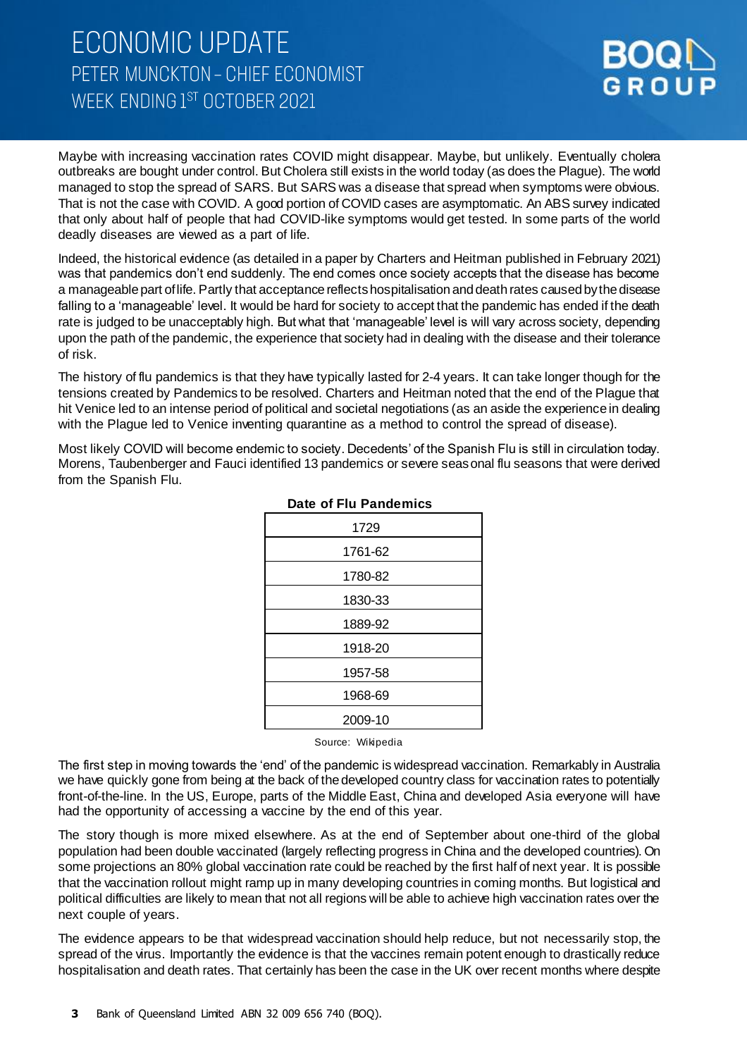Maybe with increasing vaccination rates COVID might disappear. Maybe, but unlikely. Eventually cholera outbreaks are bought under control. But Cholera still exists in the world today (as does the Plague). The world managed to stop the spread of SARS. But SARS was a disease that spread when symptoms were obvious. That is not the case with COVID. A good portion of COVID cases are asymptomatic. An ABS survey indicated that only about half of people that had COVID-like symptoms would get tested. In some parts of the world deadly diseases are viewed as a part of life.

Indeed, the historical evidence (as detailed in a paper by Charters and Heitman published in February 2021) was that pandemics don't end suddenly. The end comes once society accepts that the disease has become a manageable part of life. Partly that acceptance reflects hospitalisation and death rates caused by the disease falling to a 'manageable' level. It would be hard for society to accept that the pandemic has ended if the death rate is judged to be unacceptably high. But what that 'manageable' level is will vary across society, depending upon the path of the pandemic, the experience that society had in dealing with the disease and their tolerance of risk.

The history of flu pandemics is that they have typically lasted for 2-4 years. It can take longer though for the tensions created by Pandemics to be resolved. Charters and Heitman noted that the end of the Plague that hit Venice led to an intense period of political and societal negotiations (as an aside the experience in dealing with the Plague led to Venice inventing quarantine as a method to control the spread of disease).

Most likely COVID will become endemic to society. Decedents' of the Spanish Flu is still in circulation today. Morens, Taubenberger and Fauci identified 13 pandemics or severe seasonal flu seasons that were derived from the Spanish Flu.

| Date of Flu Pandemics |
|---|
| 1729 |
| 1761-62 |
| 1780-82 |
| 1830-33 |
| 1889-92 |
| 1918-20 |
| 1957-58 |
| 1968-69 |
| 2009-10 |

Source: Wikipedia

The first step in moving towards the 'end' of the pandemic is widespread vaccination. Remarkably in Australia we have quickly gone from being at the back of the developed country class for vaccination rates to potentially front-of-the-line. In the US, Europe, parts of the Middle East, China and developed Asia everyone will have had the opportunity of accessing a vaccine by the end of this year.

The story though is more mixed elsewhere. As at the end of September about one-third of the global population had been double vaccinated (largely reflecting progress in China and the developed countries). On some projections an 80% global vaccination rate could be reached by the first half of next year. It is possible that the vaccination rollout might ramp up in many developing countries in coming months. But logistical and political difficulties are likely to mean that not all regions will be able to achieve high vaccination rates over the next couple of years.

The evidence appears to be that widespread vaccination should help reduce, but not necessarily stop, the spread of the virus. Importantly the evidence is that the vaccines remain potent enough to drastically reduce hospitalisation and death rates. That certainly has been the case in the UK over recent months where despite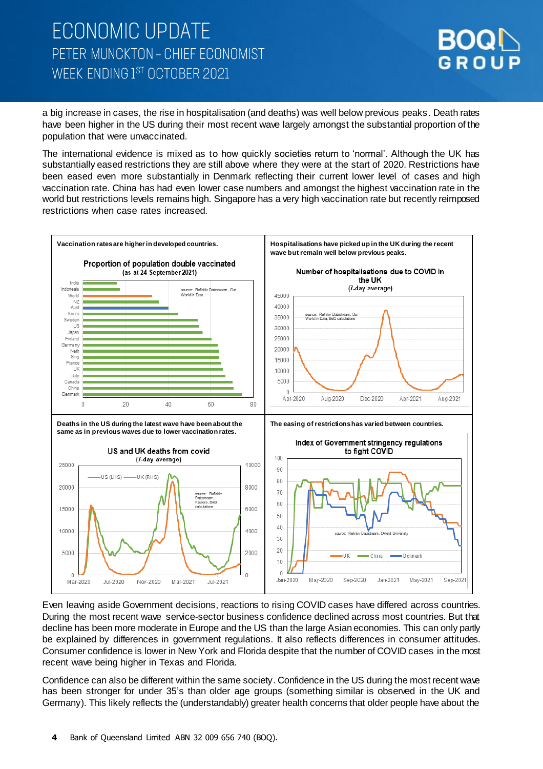a big increase in cases, the rise in hospitalisation (and deaths) was well below previous peaks. Death rates have been higher in the US during their most recent wave largely amongst the substantial proportion of the population that were unvaccinated.

The international evidence is mixed as to how quickly societies return to 'normal'. Although the UK has substantially eased restrictions they are still above where they were at the start of 2020. Restrictions have been eased even more substantially in Denmark reflecting their current lower level of cases and high vaccination rate. China has had even lower case numbers and amongst the highest vaccination rate in the world but restrictions levels remains high. Singapore has a very high vaccination rate but recently reimposed restrictions when case rates increased.

**Vaccination rates are higher in developed countries.**

**Hospitalisations have picked up in the UK during the recent wave but remain well below previous peaks.**

**Deaths in the US during the latest wave have been about the same as in previous waves due to lower vaccination rates.**

**The easing of restrictions has varied between countries.**

Even leaving aside Government decisions, reactions to rising COVID cases have differed across countries. During the most recent wave service-sector business confidence declined across most countries. But that decline has been more moderate in Europe and the US than the large Asian economies. This can only partly be explained by differences in government regulations. It also reflects differences in consumer attitudes. Consumer confidence is lower in New York and Florida despite that the number of COVID cases in the most recent wave being higher in Texas and Florida.

Confidence can also be different within the same society. Confidence in the US during the most recent wave has been stronger for under 35's than older age groups (something similar is observed in the UK and Germany). This likely reflects the (understandably) greater health concerns that older people have about the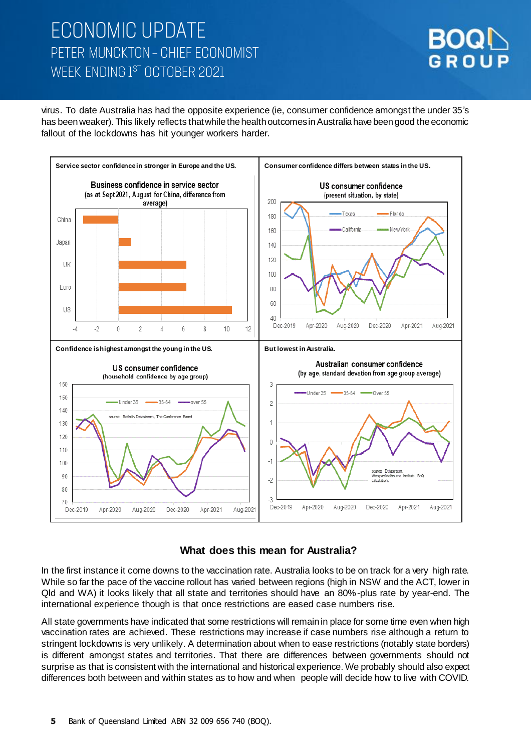virus. To date Australia has had the opposite experience (ie, consumer confidence amongst the under 35's has been weaker). This likely reflects that while the health outcomes in Australia have been good the economic fallout of the lockdowns has hit younger workers harder.

**Service sector confidence in stronger in Europe and the US.**

**Consumer confidence differs between states in the US.**

**Confidence is highest amongst the young in the US.**

**But lowest in Australia.**

### What does this mean for Australia?

In the first instance it come downs to the vaccination rate. Australia looks to be on track for a very high rate. While so far the pace of the vaccine rollout has varied between regions (high in NSW and the ACT, lower in Qld and WA) it looks likely that all state and territories should have an 80%-plus rate by year-end. The international experience though is that once restrictions are eased case numbers rise.

All state governments have indicated that some restrictions will remain in place for some time even when high vaccination rates are achieved. These restrictions may increase if case numbers rise although a return to stringent lockdowns is very unlikely. A determination about when to ease restrictions (notably state borders) is different amongst states and territories. That there are differences between governments should not surprise as that is consistent with the international and historical experience. We probably should also expect differences both between and within states as to how and when people will decide how to live with COVID.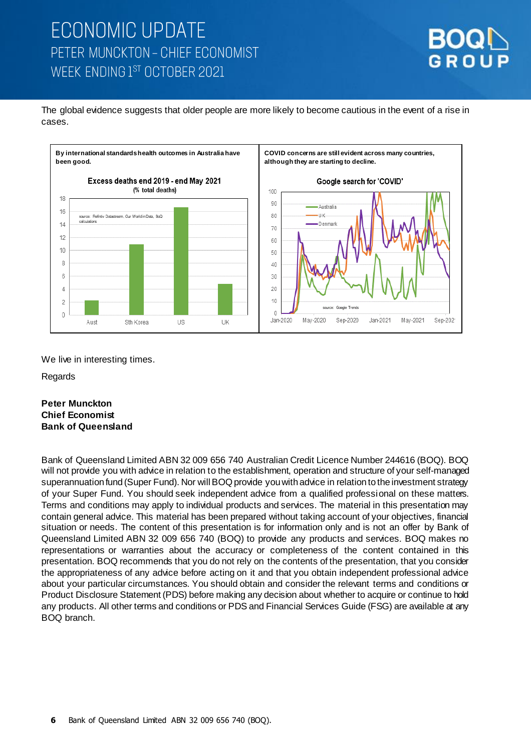The global evidence suggests that older people are more likely to become cautious in the event of a rise in cases.

**By international standards health outcomes in Australia have been good.**

Excess deaths end 2019 - end May 2021
(% total deaths)

18
16
14
12
10
8
6
4
2
0

source: Refinitiv Datastream, Our World in Data, BoQ calculations

Aust
Sth Korea
US
UK

**COVID concerns are still evident across many countries, although they are starting to decline.**

Google search for 'COVID'

100
90
80
70
60
50
40
30
20
10
0

Australia
UK
Denmark

source: Google Trends

Jan-2020
May-2020
Sep-2020
Jan-2021
May-2021
Sep-2021

We live in interesting times.

Regards

**Peter Munckton**
**Chief Economist**
**Bank of Queensland**

Bank of Queensland Limited ABN 32 009 656 740 Australian Credit Licence Number 244616 (BOQ). BOQ will not provide you with advice in relation to the establishment, operation and structure of your self-managed superannuation fund (Super Fund). Nor will BOQ provide you with advice in relation to the investment strategy of your Super Fund. You should seek independent advice from a qualified professional on these matters. Terms and conditions may apply to individual products and services. The material in this presentation may contain general advice. This material has been prepared without taking account of your objectives, financial situation or needs. The content of this presentation is for information only and is not an offer by Bank of Queensland Limited ABN 32 009 656 740 (BOQ) to provide any products and services. BOQ makes no representations or warranties about the accuracy or completeness of the content contained in this presentation. BOQ recommends that you do not rely on the contents of the presentation, that you consider the appropriateness of any advice before acting on it and that you obtain independent professional advice about your particular circumstances. You should obtain and consider the relevant terms and conditions or Product Disclosure Statement (PDS) before making any decision about whether to acquire or continue to hold any products. All other terms and conditions or PDS and Financial Services Guide (FSG) are available at any BOQ branch.